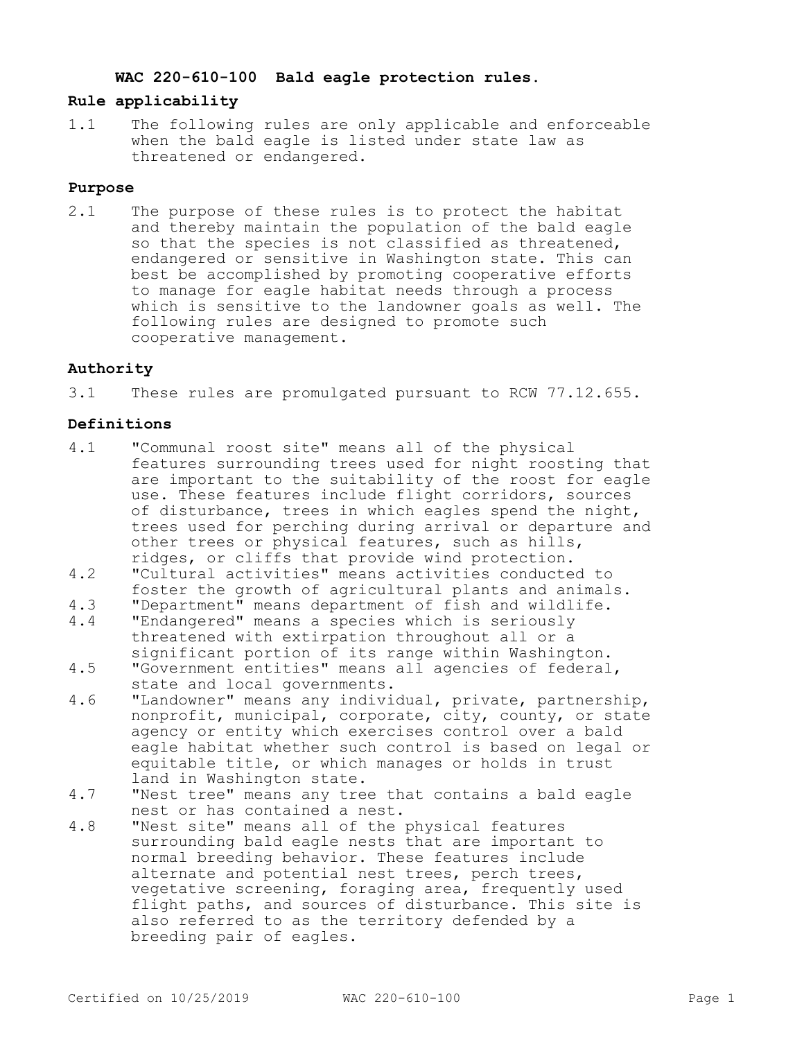# WAC 220-610-100 Bald eagle protection rules.

## Rule applicability

1.1 The following rules are only applicable and enforceable when the bald eagle is listed under state law as threatened or endangered.

## Purpose

2.1 The purpose of these rules is to protect the habitat and thereby maintain the population of the bald eagle so that the species is not classified as threatened, endangered or sensitive in Washington state. This can best be accomplished by promoting cooperative efforts to manage for eagle habitat needs through a process which is sensitive to the landowner goals as well. The following rules are designed to promote such cooperative management.

## Authority

3.1 These rules are promulgated pursuant to RCW 77.12.655.

## Definitions

4.1 "Communal roost site" means all of the physical features surrounding trees used for night roosting that are important to the suitability of the roost for eagle use. These features include flight corridors, sources of disturbance, trees in which eagles spend the night, trees used for perching during arrival or departure and other trees or physical features, such as hills, ridges, or cliffs that provide wind protection.

4.2 "Cultural activities" means activities conducted to foster the growth of agricultural plants and animals.

4.3 "Department" means department of fish and wildlife.

4.4 "Endangered" means a species which is seriously threatened with extirpation throughout all or a significant portion of its range within Washington.

4.5 "Government entities" means all agencies of federal, state and local governments.

4.6 "Landowner" means any individual, private, partnership, nonprofit, municipal, corporate, city, county, or state agency or entity which exercises control over a bald eagle habitat whether such control is based on legal or equitable title, or which manages or holds in trust land in Washington state.

4.7 "Nest tree" means any tree that contains a bald eagle nest or has contained a nest.

4.8 "Nest site" means all of the physical features surrounding bald eagle nests that are important to normal breeding behavior. These features include alternate and potential nest trees, perch trees, vegetative screening, foraging area, frequently used flight paths, and sources of disturbance. This site is also referred to as the territory defended by a breeding pair of eagles.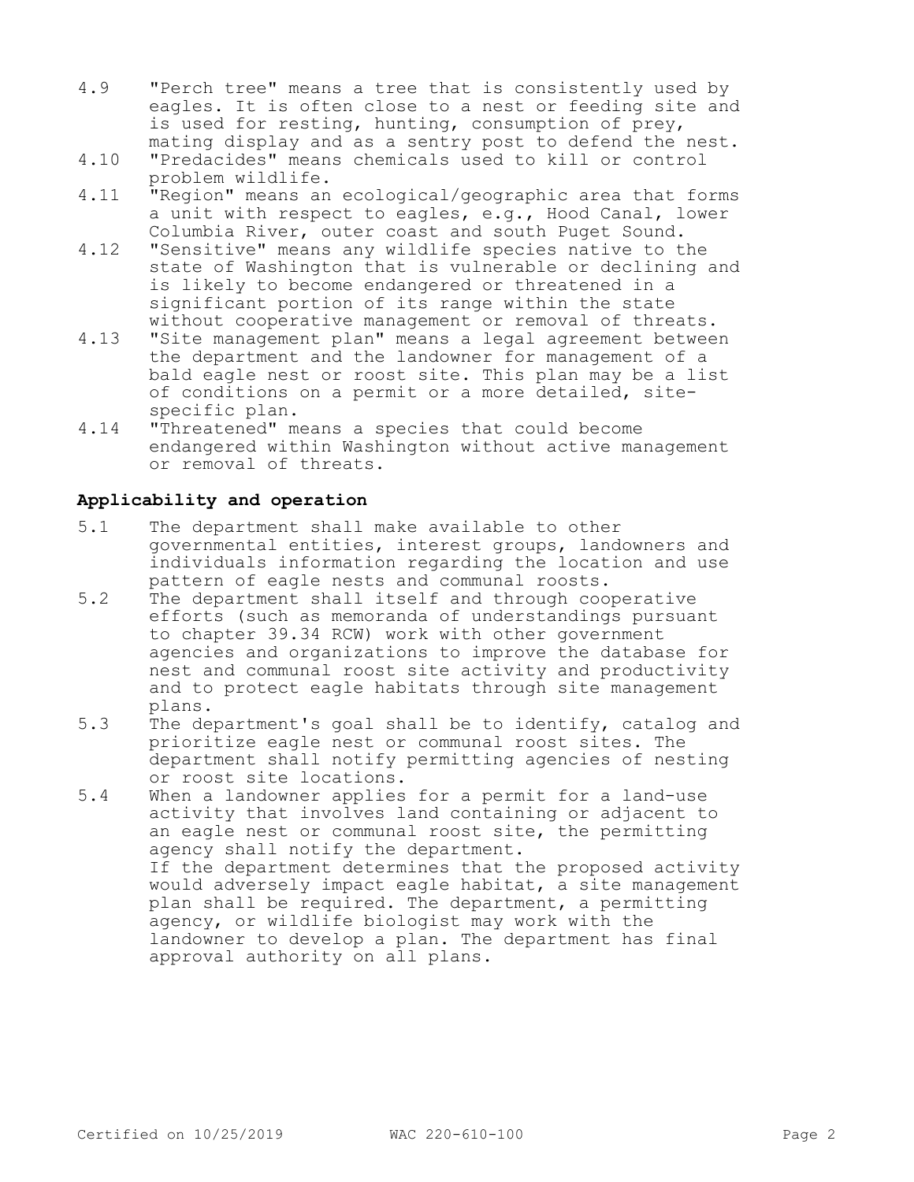4.9 "Perch tree" means a tree that is consistently used by eagles. It is often close to a nest or feeding site and is used for resting, hunting, consumption of prey, mating display and as a sentry post to defend the nest.

4.10 "Predacides" means chemicals used to kill or control problem wildlife.

4.11 "Region" means an ecological/geographic area that forms a unit with respect to eagles, e.g., Hood Canal, lower Columbia River, outer coast and south Puget Sound.

4.12 "Sensitive" means any wildlife species native to the state of Washington that is vulnerable or declining and is likely to become endangered or threatened in a significant portion of its range within the state without cooperative management or removal of threats.

4.13 "Site management plan" means a legal agreement between the department and the landowner for management of a bald eagle nest or roost site. This plan may be a list of conditions on a permit or a more detailed, site-specific plan.

4.14 "Threatened" means a species that could become endangered within Washington without active management or removal of threats.

**Applicability and operation**

5.1 The department shall make available to other governmental entities, interest groups, landowners and individuals information regarding the location and use pattern of eagle nests and communal roosts.

5.2 The department shall itself and through cooperative efforts (such as memoranda of understandings pursuant to chapter 39.34 RCW) work with other government agencies and organizations to improve the database for nest and communal roost site activity and productivity and to protect eagle habitats through site management plans.

5.3 The department's goal shall be to identify, catalog and prioritize eagle nest or communal roost sites. The department shall notify permitting agencies of nesting or roost site locations.

5.4 When a landowner applies for a permit for a land-use activity that involves land containing or adjacent to an eagle nest or communal roost site, the permitting agency shall notify the department.

If the department determines that the proposed activity would adversely impact eagle habitat, a site management plan shall be required. The department, a permitting agency, or wildlife biologist may work with the landowner to develop a plan. The department has final approval authority on all plans.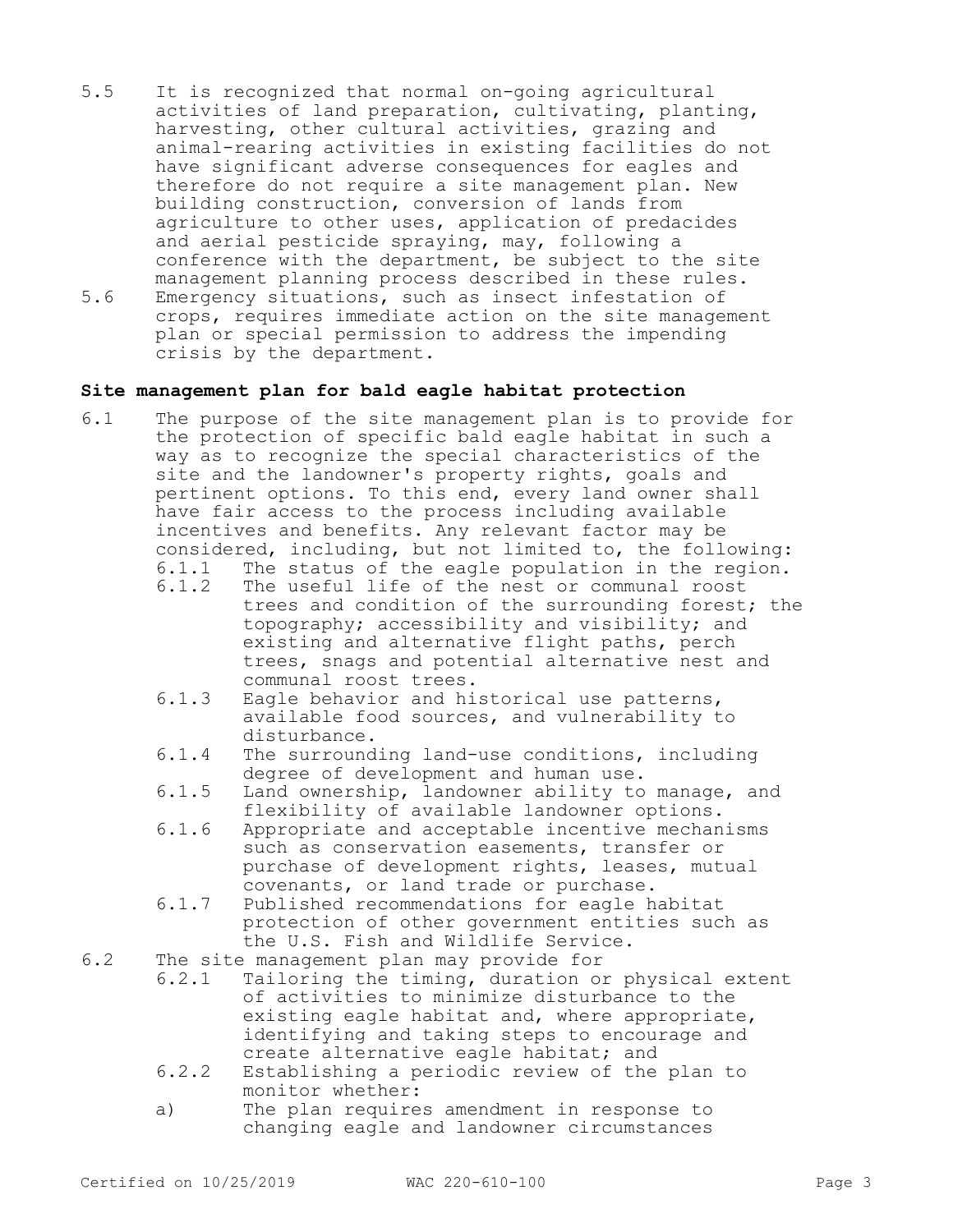5.5 It is recognized that normal on-going agricultural activities of land preparation, cultivating, planting, harvesting, other cultural activities, grazing and animal-rearing activities in existing facilities do not have significant adverse consequences for eagles and therefore do not require a site management plan. New building construction, conversion of lands from agriculture to other uses, application of predacides and aerial pesticide spraying, may, following a conference with the department, be subject to the site management planning process described in these rules.

5.6 Emergency situations, such as insect infestation of crops, requires immediate action on the site management plan or special permission to address the impending crisis by the department.

**Site management plan for bald eagle habitat protection**

6.1 The purpose of the site management plan is to provide for the protection of specific bald eagle habitat in such a way as to recognize the special characteristics of the site and the landowner's property rights, goals and pertinent options. To this end, every land owner shall have fair access to the process including available incentives and benefits. Any relevant factor may be considered, including, but not limited to, the following:

- 6.1.1 The status of the eagle population in the region.
- 6.1.2 The useful life of the nest or communal roost trees and condition of the surrounding forest; the topography; accessibility and visibility; and existing and alternative flight paths, perch trees, snags and potential alternative nest and communal roost trees.
- 6.1.3 Eagle behavior and historical use patterns, available food sources, and vulnerability to disturbance.
- 6.1.4 The surrounding land-use conditions, including degree of development and human use.
- 6.1.5 Land ownership, landowner ability to manage, and flexibility of available landowner options.
- 6.1.6 Appropriate and acceptable incentive mechanisms such as conservation easements, transfer or purchase of development rights, leases, mutual covenants, or land trade or purchase.
- 6.1.7 Published recommendations for eagle habitat protection of other government entities such as the U.S. Fish and Wildlife Service.

6.2 The site management plan may provide for

- 6.2.1 Tailoring the timing, duration or physical extent of activities to minimize disturbance to the existing eagle habitat and, where appropriate, identifying and taking steps to encourage and create alternative eagle habitat; and
- 6.2.2 Establishing a periodic review of the plan to monitor whether:
  - a) The plan requires amendment in response to changing eagle and landowner circumstances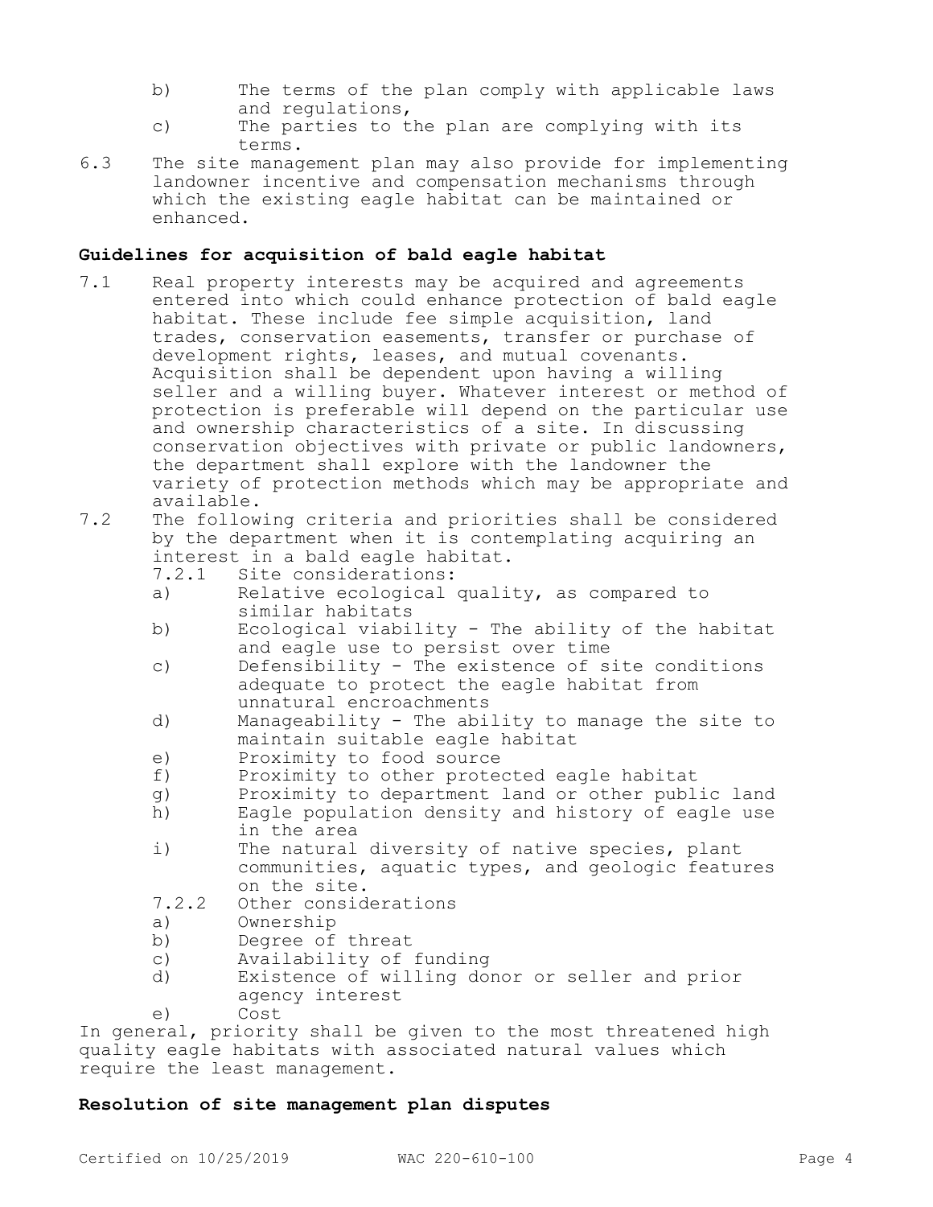b) The terms of the plan comply with applicable laws and regulations,

c) The parties to the plan are complying with its terms.

6.3 The site management plan may also provide for implementing landowner incentive and compensation mechanisms through which the existing eagle habitat can be maintained or enhanced.

**Guidelines for acquisition of bald eagle habitat**

7.1 Real property interests may be acquired and agreements entered into which could enhance protection of bald eagle habitat. These include fee simple acquisition, land trades, conservation easements, transfer or purchase of development rights, leases, and mutual covenants. Acquisition shall be dependent upon having a willing seller and a willing buyer. Whatever interest or method of protection is preferable will depend on the particular use and ownership characteristics of a site. In discussing conservation objectives with private or public landowners, the department shall explore with the landowner the variety of protection methods which may be appropriate and available.

7.2 The following criteria and priorities shall be considered by the department when it is contemplating acquiring an interest in a bald eagle habitat.

7.2.1 Site considerations:

a) Relative ecological quality, as compared to similar habitats

b) Ecological viability - The ability of the habitat and eagle use to persist over time

c) Defensibility - The existence of site conditions adequate to protect the eagle habitat from unnatural encroachments

d) Manageability - The ability to manage the site to maintain suitable eagle habitat

e) Proximity to food source

f) Proximity to other protected eagle habitat

g) Proximity to department land or other public land

h) Eagle population density and history of eagle use in the area

i) The natural diversity of native species, plant communities, aquatic types, and geologic features on the site.

7.2.2 Other considerations

a) Ownership

b) Degree of threat

c) Availability of funding

d) Existence of willing donor or seller and prior agency interest

e) Cost

In general, priority shall be given to the most threatened high quality eagle habitats with associated natural values which require the least management.

**Resolution of site management plan disputes**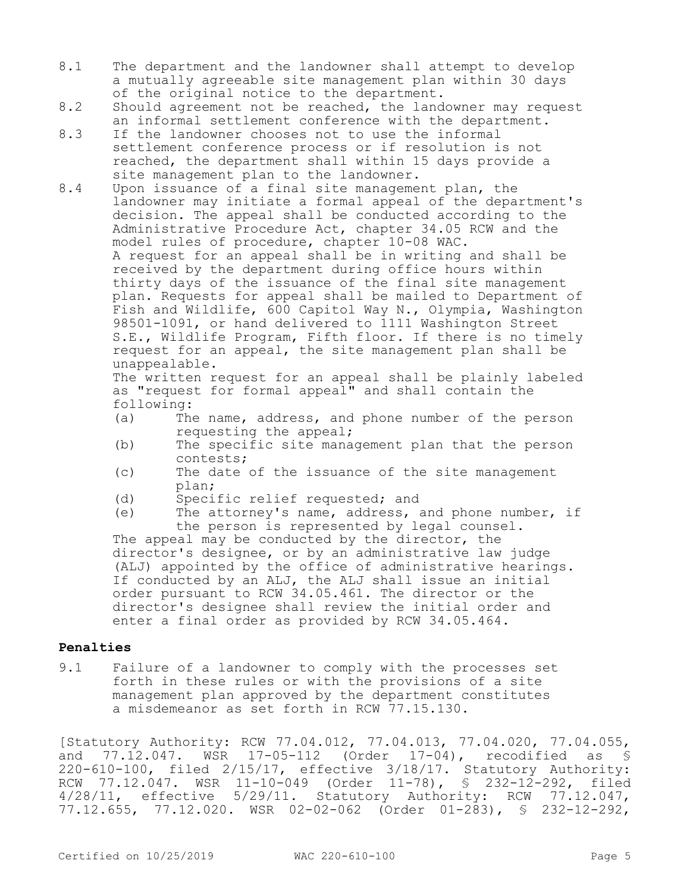8.1 The department and the landowner shall attempt to develop a mutually agreeable site management plan within 30 days of the original notice to the department.

8.2 Should agreement not be reached, the landowner may request an informal settlement conference with the department.

8.3 If the landowner chooses not to use the informal settlement conference process or if resolution is not reached, the department shall within 15 days provide a site management plan to the landowner.

8.4 Upon issuance of a final site management plan, the landowner may initiate a formal appeal of the department's decision. The appeal shall be conducted according to the Administrative Procedure Act, chapter 34.05 RCW and the model rules of procedure, chapter 10-08 WAC.

A request for an appeal shall be in writing and shall be received by the department during office hours within thirty days of the issuance of the final site management plan. Requests for appeal shall be mailed to Department of Fish and Wildlife, 600 Capitol Way N., Olympia, Washington 98501-1091, or hand delivered to 1111 Washington Street S.E., Wildlife Program, Fifth floor. If there is no timely request for an appeal, the site management plan shall be unappealable.

The written request for an appeal shall be plainly labeled as "request for formal appeal" and shall contain the following:

(a) The name, address, and phone number of the person requesting the appeal;

(b) The specific site management plan that the person contests;

(c) The date of the issuance of the site management plan;

(d) Specific relief requested; and

(e) The attorney's name, address, and phone number, if the person is represented by legal counsel.

The appeal may be conducted by the director, the director's designee, or by an administrative law judge (ALJ) appointed by the office of administrative hearings. If conducted by an ALJ, the ALJ shall issue an initial order pursuant to RCW 34.05.461. The director or the director's designee shall review the initial order and enter a final order as provided by RCW 34.05.464.

**Penalties**

9.1 Failure of a landowner to comply with the processes set forth in these rules or with the provisions of a site management plan approved by the department constitutes a misdemeanor as set forth in RCW 77.15.130.

[Statutory Authority: RCW 77.04.012, 77.04.013, 77.04.020, 77.04.055, and 77.12.047. WSR 17-05-112 (Order 17-04), recodified as § 220-610-100, filed 2/15/17, effective 3/18/17. Statutory Authority: RCW 77.12.047. WSR 11-10-049 (Order 11-78), § 232-12-292, filed 4/28/11, effective 5/29/11. Statutory Authority: RCW 77.12.047, 77.12.655, 77.12.020. WSR 02-02-062 (Order 01-283), § 232-12-292,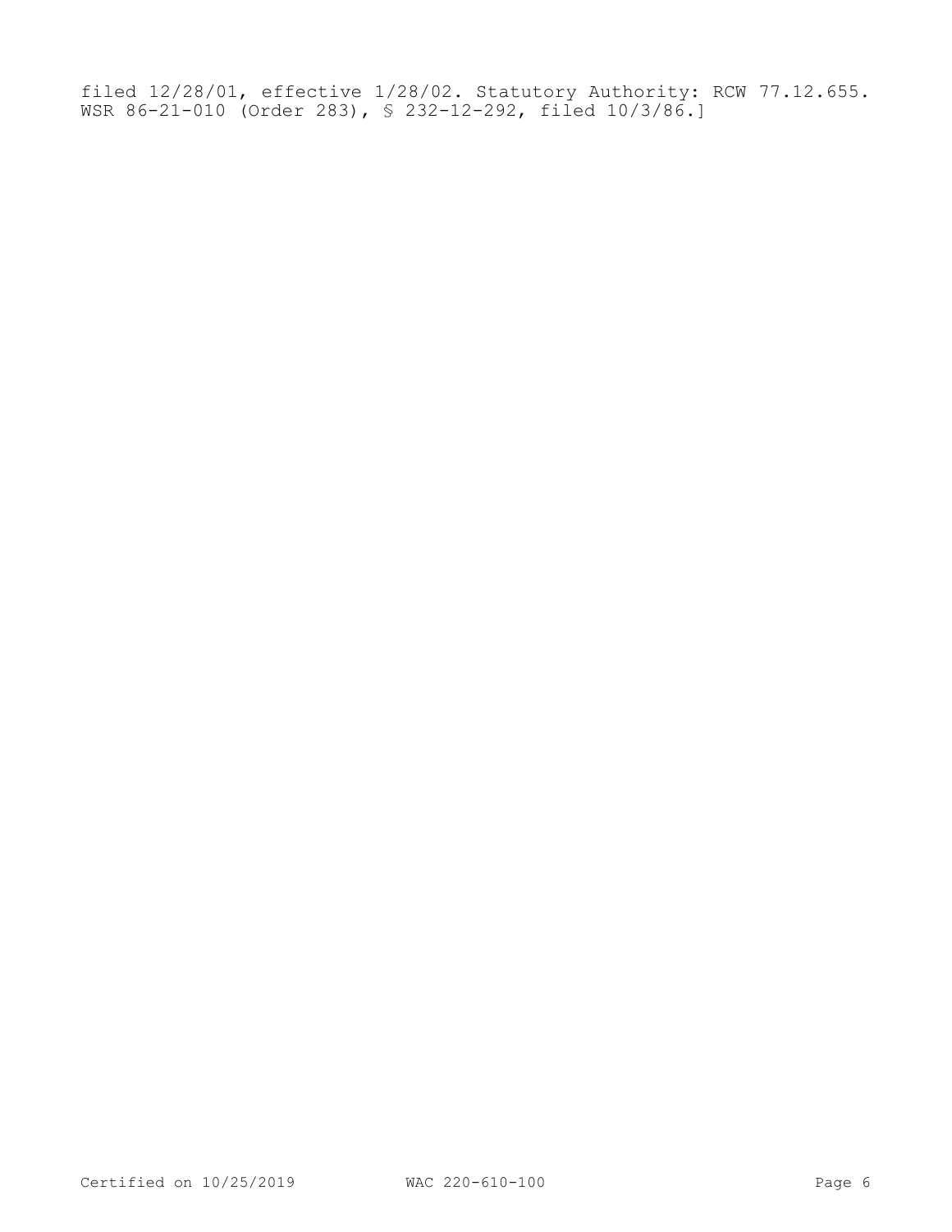filed 12/28/01, effective 1/28/02. Statutory Authority: RCW 77.12.655. WSR 86-21-010 (Order 283), § 232-12-292, filed 10/3/86.]